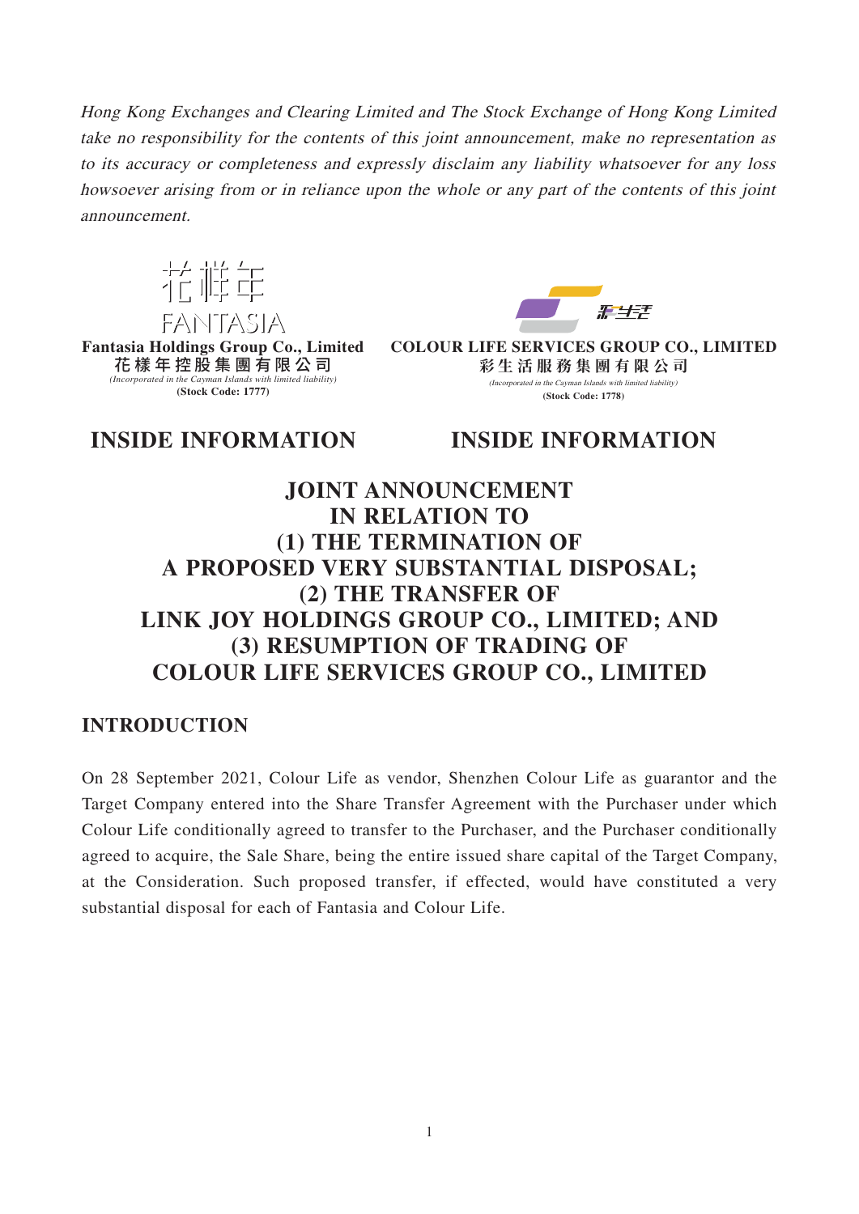*Hong Kong Exchanges and Clearing Limited and The Stock Exchange of Hong Kong Limited take no responsibility for the contents of this joint announcement, make no representation as to its accuracy or completeness and expressly disclaim any liability whatsoever for any loss howsoever arising from or in reliance upon the whole or any part of the contents of this joint announcement.*

**Fantasia Holdings Group Co., Limited**
**花樣年控股集團有限公司**
*(Incorporated in the Cayman Islands with limited liability)*
**(Stock Code: 1777)**

**COLOUR LIFE SERVICES GROUP CO., LIMITED**
**彩生活服務集團有限公司**
*(Incorporated in the Cayman Islands with limited liability)*
**(Stock Code: 1778)**

**INSIDE INFORMATION**

**INSIDE INFORMATION**

# JOINT ANNOUNCEMENT IN RELATION TO (1) THE TERMINATION OF A PROPOSED VERY SUBSTANTIAL DISPOSAL; (2) THE TRANSFER OF LINK JOY HOLDINGS GROUP CO., LIMITED; AND (3) RESUMPTION OF TRADING OF COLOUR LIFE SERVICES GROUP CO., LIMITED

## INTRODUCTION

On 28 September 2021, Colour Life as vendor, Shenzhen Colour Life as guarantor and the Target Company entered into the Share Transfer Agreement with the Purchaser under which Colour Life conditionally agreed to transfer to the Purchaser, and the Purchaser conditionally agreed to acquire, the Sale Share, being the entire issued share capital of the Target Company, at the Consideration. Such proposed transfer, if effected, would have constituted a very substantial disposal for each of Fantasia and Colour Life.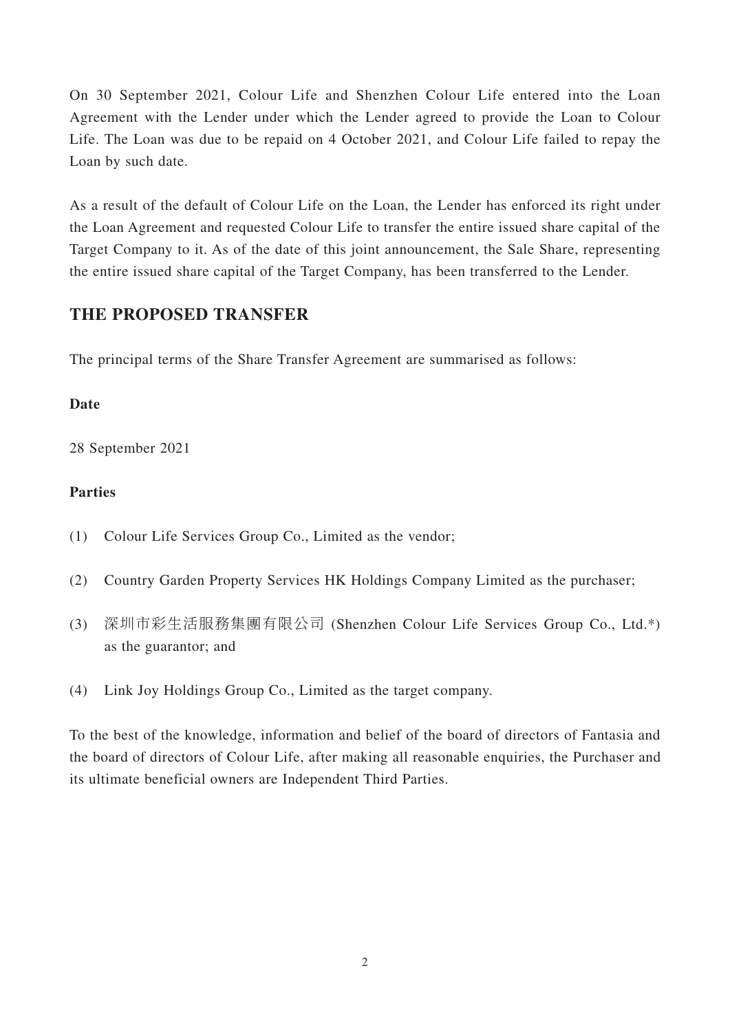On 30 September 2021, Colour Life and Shenzhen Colour Life entered into the Loan Agreement with the Lender under which the Lender agreed to provide the Loan to Colour Life. The Loan was due to be repaid on 4 October 2021, and Colour Life failed to repay the Loan by such date.

As a result of the default of Colour Life on the Loan, the Lender has enforced its right under the Loan Agreement and requested Colour Life to transfer the entire issued share capital of the Target Company to it. As of the date of this joint announcement, the Sale Share, representing the entire issued share capital of the Target Company, has been transferred to the Lender.

## THE PROPOSED TRANSFER

The principal terms of the Share Transfer Agreement are summarised as follows:

**Date**

28 September 2021

**Parties**

(1) Colour Life Services Group Co., Limited as the vendor;

(2) Country Garden Property Services HK Holdings Company Limited as the purchaser;

(3) 深圳市彩生活服務集團有限公司 (Shenzhen Colour Life Services Group Co., Ltd.*) as the guarantor; and

(4) Link Joy Holdings Group Co., Limited as the target company.

To the best of the knowledge, information and belief of the board of directors of Fantasia and the board of directors of Colour Life, after making all reasonable enquiries, the Purchaser and its ultimate beneficial owners are Independent Third Parties.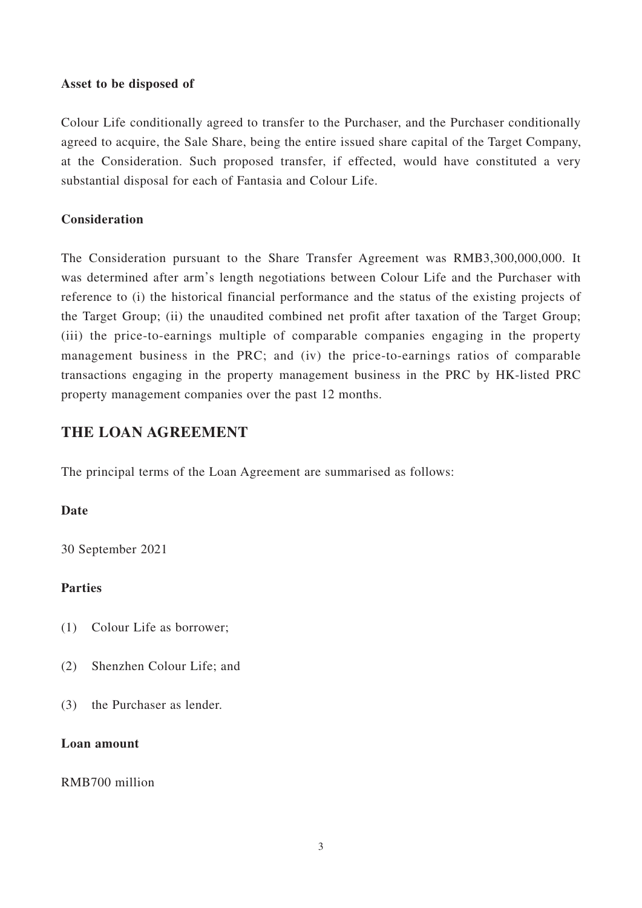**Asset to be disposed of**

Colour Life conditionally agreed to transfer to the Purchaser, and the Purchaser conditionally agreed to acquire, the Sale Share, being the entire issued share capital of the Target Company, at the Consideration. Such proposed transfer, if effected, would have constituted a very substantial disposal for each of Fantasia and Colour Life.

**Consideration**

The Consideration pursuant to the Share Transfer Agreement was RMB3,300,000,000. It was determined after arm's length negotiations between Colour Life and the Purchaser with reference to (i) the historical financial performance and the status of the existing projects of the Target Group; (ii) the unaudited combined net profit after taxation of the Target Group; (iii) the price-to-earnings multiple of comparable companies engaging in the property management business in the PRC; and (iv) the price-to-earnings ratios of comparable transactions engaging in the property management business in the PRC by HK-listed PRC property management companies over the past 12 months.

## THE LOAN AGREEMENT

The principal terms of the Loan Agreement are summarised as follows:

**Date**

30 September 2021

**Parties**

(1) Colour Life as borrower;

(2) Shenzhen Colour Life; and

(3) the Purchaser as lender.

**Loan amount**

RMB700 million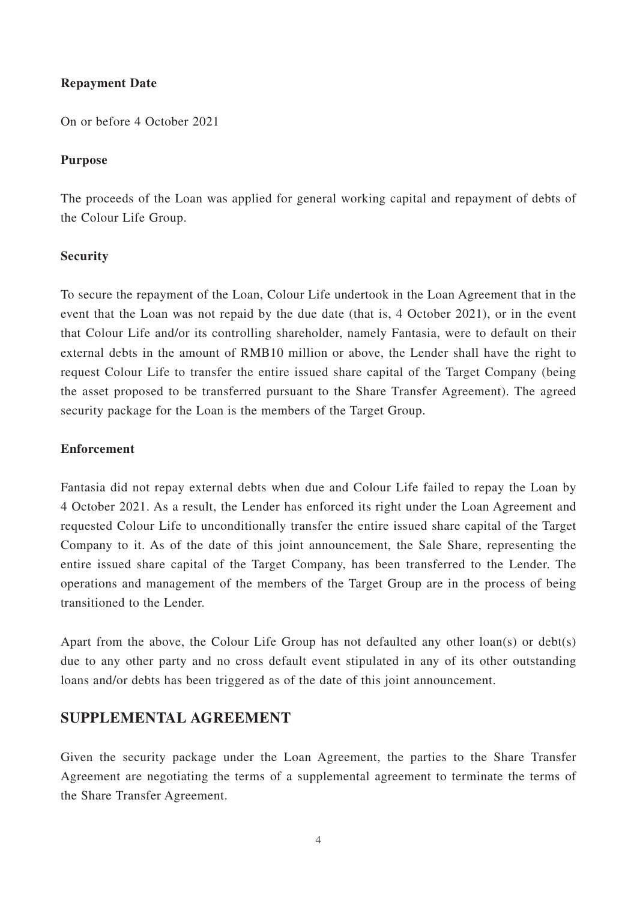**Repayment Date**

On or before 4 October 2021

**Purpose**

The proceeds of the Loan was applied for general working capital and repayment of debts of the Colour Life Group.

**Security**

To secure the repayment of the Loan, Colour Life undertook in the Loan Agreement that in the event that the Loan was not repaid by the due date (that is, 4 October 2021), or in the event that Colour Life and/or its controlling shareholder, namely Fantasia, were to default on their external debts in the amount of RMB10 million or above, the Lender shall have the right to request Colour Life to transfer the entire issued share capital of the Target Company (being the asset proposed to be transferred pursuant to the Share Transfer Agreement). The agreed security package for the Loan is the members of the Target Group.

**Enforcement**

Fantasia did not repay external debts when due and Colour Life failed to repay the Loan by 4 October 2021. As a result, the Lender has enforced its right under the Loan Agreement and requested Colour Life to unconditionally transfer the entire issued share capital of the Target Company to it. As of the date of this joint announcement, the Sale Share, representing the entire issued share capital of the Target Company, has been transferred to the Lender. The operations and management of the members of the Target Group are in the process of being transitioned to the Lender.

Apart from the above, the Colour Life Group has not defaulted any other loan(s) or debt(s) due to any other party and no cross default event stipulated in any of its other outstanding loans and/or debts has been triggered as of the date of this joint announcement.

## SUPPLEMENTAL AGREEMENT

Given the security package under the Loan Agreement, the parties to the Share Transfer Agreement are negotiating the terms of a supplemental agreement to terminate the terms of the Share Transfer Agreement.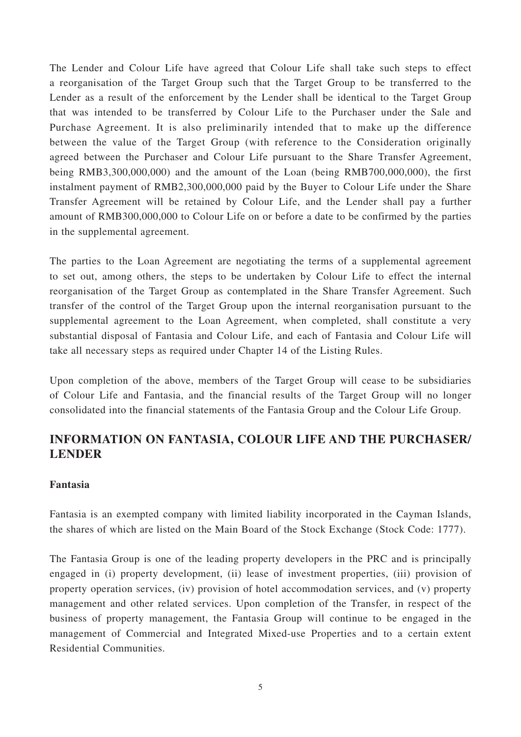The Lender and Colour Life have agreed that Colour Life shall take such steps to effect a reorganisation of the Target Group such that the Target Group to be transferred to the Lender as a result of the enforcement by the Lender shall be identical to the Target Group that was intended to be transferred by Colour Life to the Purchaser under the Sale and Purchase Agreement. It is also preliminarily intended that to make up the difference between the value of the Target Group (with reference to the Consideration originally agreed between the Purchaser and Colour Life pursuant to the Share Transfer Agreement, being RMB3,300,000,000) and the amount of the Loan (being RMB700,000,000), the first instalment payment of RMB2,300,000,000 paid by the Buyer to Colour Life under the Share Transfer Agreement will be retained by Colour Life, and the Lender shall pay a further amount of RMB300,000,000 to Colour Life on or before a date to be confirmed by the parties in the supplemental agreement.

The parties to the Loan Agreement are negotiating the terms of a supplemental agreement to set out, among others, the steps to be undertaken by Colour Life to effect the internal reorganisation of the Target Group as contemplated in the Share Transfer Agreement. Such transfer of the control of the Target Group upon the internal reorganisation pursuant to the supplemental agreement to the Loan Agreement, when completed, shall constitute a very substantial disposal of Fantasia and Colour Life, and each of Fantasia and Colour Life will take all necessary steps as required under Chapter 14 of the Listing Rules.

Upon completion of the above, members of the Target Group will cease to be subsidiaries of Colour Life and Fantasia, and the financial results of the Target Group will no longer consolidated into the financial statements of the Fantasia Group and the Colour Life Group.

## INFORMATION ON FANTASIA, COLOUR LIFE AND THE PURCHASER/LENDER

### Fantasia

Fantasia is an exempted company with limited liability incorporated in the Cayman Islands, the shares of which are listed on the Main Board of the Stock Exchange (Stock Code: 1777).

The Fantasia Group is one of the leading property developers in the PRC and is principally engaged in (i) property development, (ii) lease of investment properties, (iii) provision of property operation services, (iv) provision of hotel accommodation services, and (v) property management and other related services. Upon completion of the Transfer, in respect of the business of property management, the Fantasia Group will continue to be engaged in the management of Commercial and Integrated Mixed-use Properties and to a certain extent Residential Communities.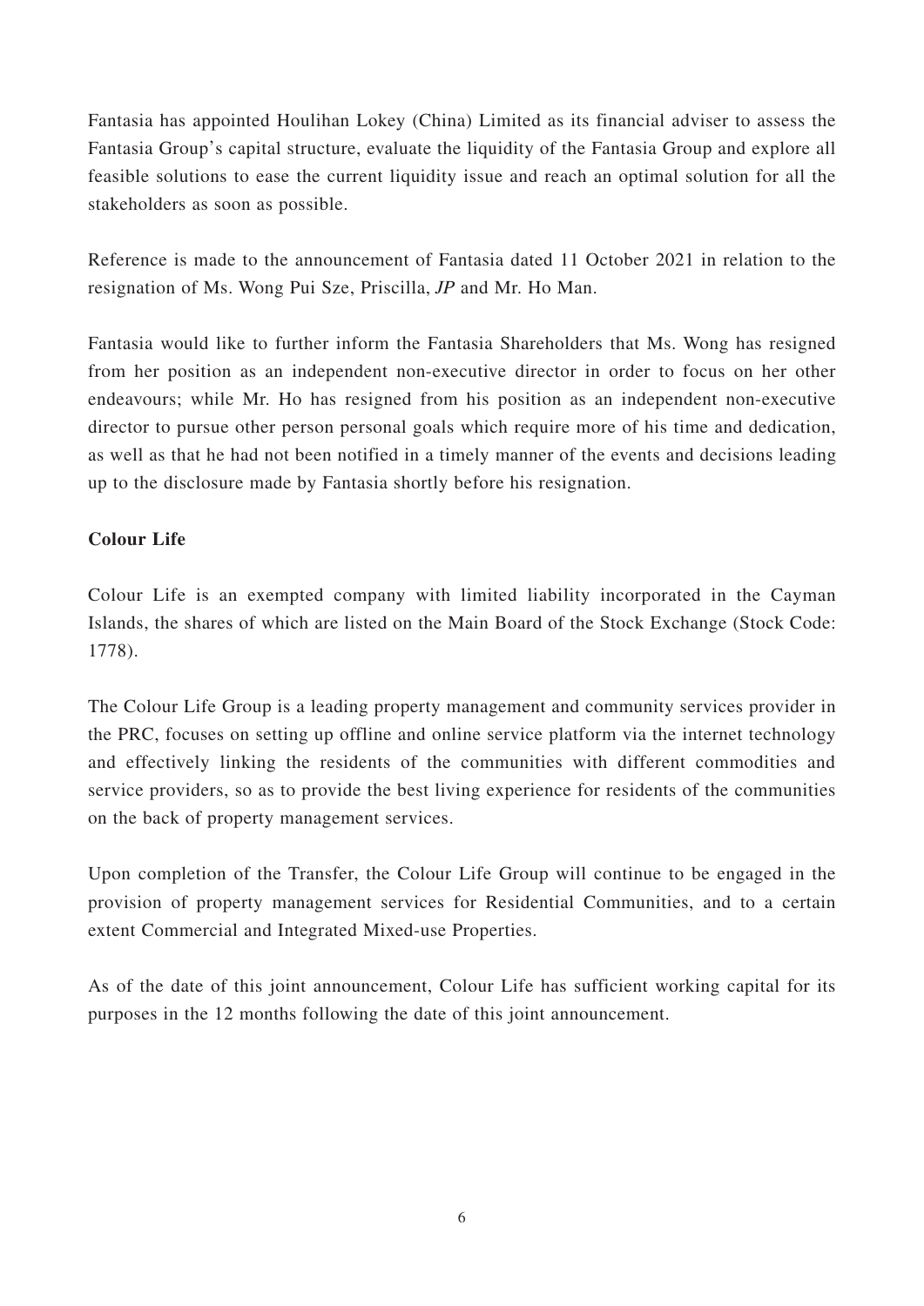Fantasia has appointed Houlihan Lokey (China) Limited as its financial adviser to assess the Fantasia Group's capital structure, evaluate the liquidity of the Fantasia Group and explore all feasible solutions to ease the current liquidity issue and reach an optimal solution for all the stakeholders as soon as possible.

Reference is made to the announcement of Fantasia dated 11 October 2021 in relation to the resignation of Ms. Wong Pui Sze, Priscilla, *JP* and Mr. Ho Man.

Fantasia would like to further inform the Fantasia Shareholders that Ms. Wong has resigned from her position as an independent non-executive director in order to focus on her other endeavours; while Mr. Ho has resigned from his position as an independent non-executive director to pursue other person personal goals which require more of his time and dedication, as well as that he had not been notified in a timely manner of the events and decisions leading up to the disclosure made by Fantasia shortly before his resignation.

**Colour Life**

Colour Life is an exempted company with limited liability incorporated in the Cayman Islands, the shares of which are listed on the Main Board of the Stock Exchange (Stock Code: 1778).

The Colour Life Group is a leading property management and community services provider in the PRC, focuses on setting up offline and online service platform via the internet technology and effectively linking the residents of the communities with different commodities and service providers, so as to provide the best living experience for residents of the communities on the back of property management services.

Upon completion of the Transfer, the Colour Life Group will continue to be engaged in the provision of property management services for Residential Communities, and to a certain extent Commercial and Integrated Mixed-use Properties.

As of the date of this joint announcement, Colour Life has sufficient working capital for its purposes in the 12 months following the date of this joint announcement.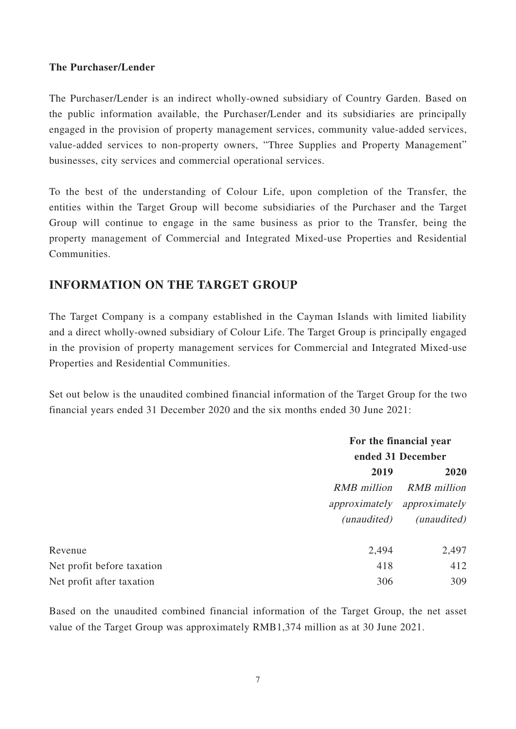**The Purchaser/Lender**

The Purchaser/Lender is an indirect wholly-owned subsidiary of Country Garden. Based on the public information available, the Purchaser/Lender and its subsidiaries are principally engaged in the provision of property management services, community value-added services, value-added services to non-property owners, "Three Supplies and Property Management" businesses, city services and commercial operational services.

To the best of the understanding of Colour Life, upon completion of the Transfer, the entities within the Target Group will become subsidiaries of the Purchaser and the Target Group will continue to engage in the same business as prior to the Transfer, being the property management of Commercial and Integrated Mixed-use Properties and Residential Communities.

## INFORMATION ON THE TARGET GROUP

The Target Company is a company established in the Cayman Islands with limited liability and a direct wholly-owned subsidiary of Colour Life. The Target Group is principally engaged in the provision of property management services for Commercial and Integrated Mixed-use Properties and Residential Communities.

Set out below is the unaudited combined financial information of the Target Group for the two financial years ended 31 December 2020 and the six months ended 30 June 2021:

| | **For the financial year ended 31 December** | |
|---|---|---|
| | **2019** | **2020** |
| | *RMB million approximately (unaudited)* | *RMB million approximately (unaudited)* |
| Revenue | 2,494 | 2,497 |
| Net profit before taxation | 418 | 412 |
| Net profit after taxation | 306 | 309 |

Based on the unaudited combined financial information of the Target Group, the net asset value of the Target Group was approximately RMB1,374 million as at 30 June 2021.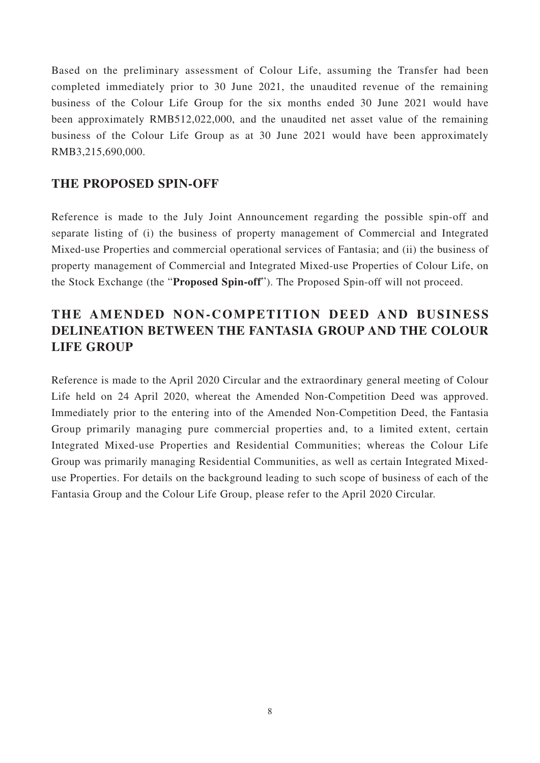Based on the preliminary assessment of Colour Life, assuming the Transfer had been completed immediately prior to 30 June 2021, the unaudited revenue of the remaining business of the Colour Life Group for the six months ended 30 June 2021 would have been approximately RMB512,022,000, and the unaudited net asset value of the remaining business of the Colour Life Group as at 30 June 2021 would have been approximately RMB3,215,690,000.

## THE PROPOSED SPIN-OFF

Reference is made to the July Joint Announcement regarding the possible spin-off and separate listing of (i) the business of property management of Commercial and Integrated Mixed-use Properties and commercial operational services of Fantasia; and (ii) the business of property management of Commercial and Integrated Mixed-use Properties of Colour Life, on the Stock Exchange (the "**Proposed Spin-off**"). The Proposed Spin-off will not proceed.

## THE AMENDED NON-COMPETITION DEED AND BUSINESS DELINEATION BETWEEN THE FANTASIA GROUP AND THE COLOUR LIFE GROUP

Reference is made to the April 2020 Circular and the extraordinary general meeting of Colour Life held on 24 April 2020, whereat the Amended Non-Competition Deed was approved. Immediately prior to the entering into of the Amended Non-Competition Deed, the Fantasia Group primarily managing pure commercial properties and, to a limited extent, certain Integrated Mixed-use Properties and Residential Communities; whereas the Colour Life Group was primarily managing Residential Communities, as well as certain Integrated Mixed-use Properties. For details on the background leading to such scope of business of each of the Fantasia Group and the Colour Life Group, please refer to the April 2020 Circular.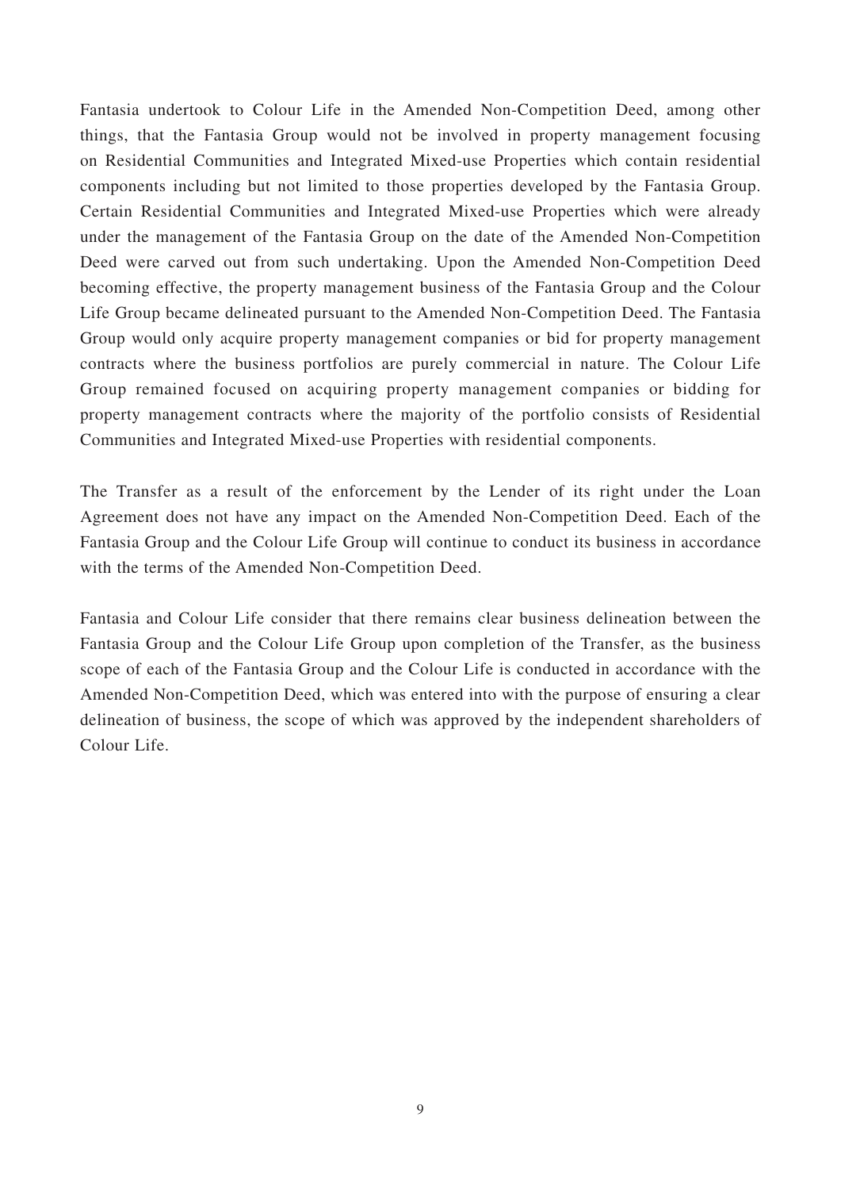Fantasia undertook to Colour Life in the Amended Non-Competition Deed, among other things, that the Fantasia Group would not be involved in property management focusing on Residential Communities and Integrated Mixed-use Properties which contain residential components including but not limited to those properties developed by the Fantasia Group. Certain Residential Communities and Integrated Mixed-use Properties which were already under the management of the Fantasia Group on the date of the Amended Non-Competition Deed were carved out from such undertaking. Upon the Amended Non-Competition Deed becoming effective, the property management business of the Fantasia Group and the Colour Life Group became delineated pursuant to the Amended Non-Competition Deed. The Fantasia Group would only acquire property management companies or bid for property management contracts where the business portfolios are purely commercial in nature. The Colour Life Group remained focused on acquiring property management companies or bidding for property management contracts where the majority of the portfolio consists of Residential Communities and Integrated Mixed-use Properties with residential components.

The Transfer as a result of the enforcement by the Lender of its right under the Loan Agreement does not have any impact on the Amended Non-Competition Deed. Each of the Fantasia Group and the Colour Life Group will continue to conduct its business in accordance with the terms of the Amended Non-Competition Deed.

Fantasia and Colour Life consider that there remains clear business delineation between the Fantasia Group and the Colour Life Group upon completion of the Transfer, as the business scope of each of the Fantasia Group and the Colour Life is conducted in accordance with the Amended Non-Competition Deed, which was entered into with the purpose of ensuring a clear delineation of business, the scope of which was approved by the independent shareholders of Colour Life.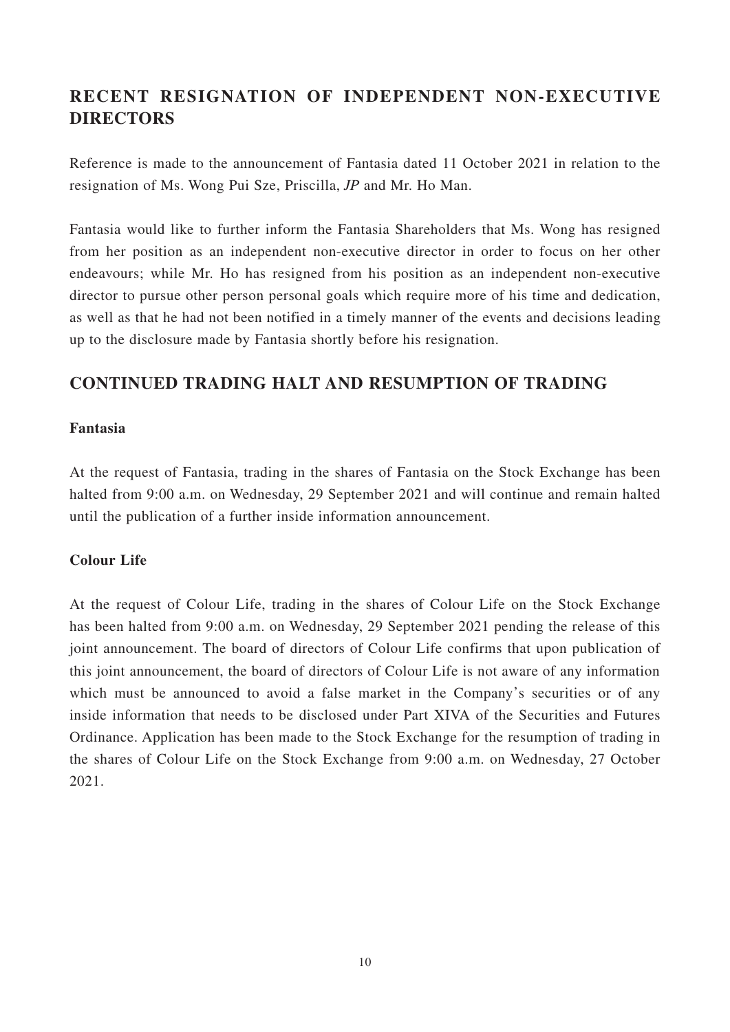## RECENT RESIGNATION OF INDEPENDENT NON-EXECUTIVE DIRECTORS

Reference is made to the announcement of Fantasia dated 11 October 2021 in relation to the resignation of Ms. Wong Pui Sze, Priscilla, *JP* and Mr. Ho Man.

Fantasia would like to further inform the Fantasia Shareholders that Ms. Wong has resigned from her position as an independent non-executive director in order to focus on her other endeavours; while Mr. Ho has resigned from his position as an independent non-executive director to pursue other person personal goals which require more of his time and dedication, as well as that he had not been notified in a timely manner of the events and decisions leading up to the disclosure made by Fantasia shortly before his resignation.

## CONTINUED TRADING HALT AND RESUMPTION OF TRADING

**Fantasia**

At the request of Fantasia, trading in the shares of Fantasia on the Stock Exchange has been halted from 9:00 a.m. on Wednesday, 29 September 2021 and will continue and remain halted until the publication of a further inside information announcement.

**Colour Life**

At the request of Colour Life, trading in the shares of Colour Life on the Stock Exchange has been halted from 9:00 a.m. on Wednesday, 29 September 2021 pending the release of this joint announcement. The board of directors of Colour Life confirms that upon publication of this joint announcement, the board of directors of Colour Life is not aware of any information which must be announced to avoid a false market in the Company's securities or of any inside information that needs to be disclosed under Part XIVA of the Securities and Futures Ordinance. Application has been made to the Stock Exchange for the resumption of trading in the shares of Colour Life on the Stock Exchange from 9:00 a.m. on Wednesday, 27 October 2021.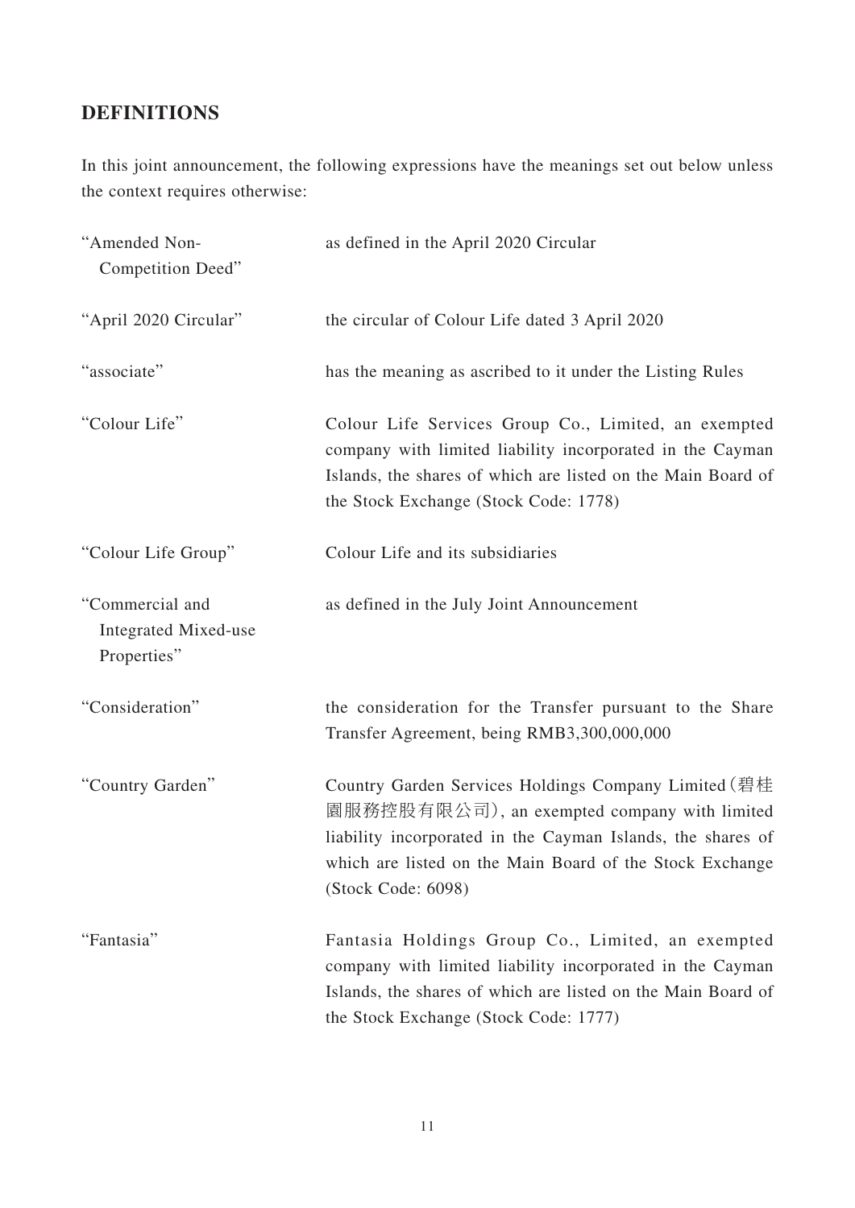## DEFINITIONS

In this joint announcement, the following expressions have the meanings set out below unless the context requires otherwise:

| | |
|---|---|
| "Amended Non-Competition Deed" | as defined in the April 2020 Circular |
| "April 2020 Circular" | the circular of Colour Life dated 3 April 2020 |
| "associate" | has the meaning as ascribed to it under the Listing Rules |
| "Colour Life" | Colour Life Services Group Co., Limited, an exempted company with limited liability incorporated in the Cayman Islands, the shares of which are listed on the Main Board of the Stock Exchange (Stock Code: 1778) |
| "Colour Life Group" | Colour Life and its subsidiaries |
| "Commercial and Integrated Mixed-use Properties" | as defined in the July Joint Announcement |
| "Consideration" | the consideration for the Transfer pursuant to the Share Transfer Agreement, being RMB3,300,000,000 |
| "Country Garden" | Country Garden Services Holdings Company Limited（碧桂園服務控股有限公司）, an exempted company with limited liability incorporated in the Cayman Islands, the shares of which are listed on the Main Board of the Stock Exchange (Stock Code: 6098) |
| "Fantasia" | Fantasia Holdings Group Co., Limited, an exempted company with limited liability incorporated in the Cayman Islands, the shares of which are listed on the Main Board of the Stock Exchange (Stock Code: 1777) |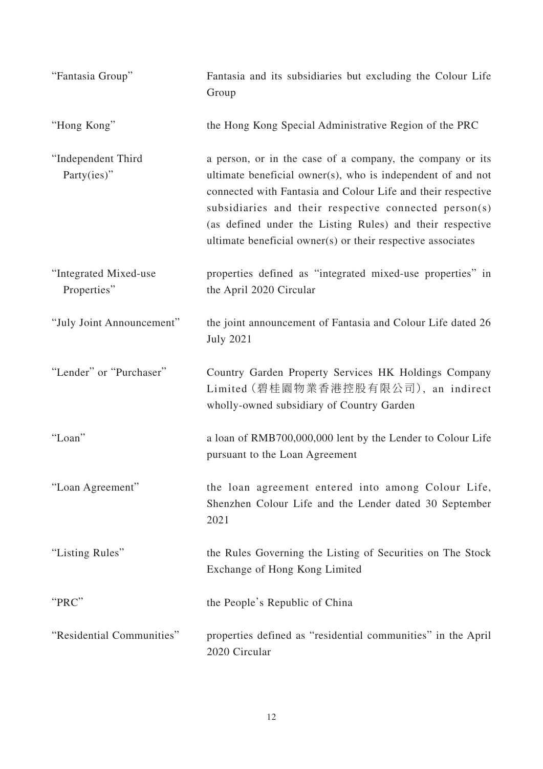| | |
|---|---|
| "Fantasia Group" | Fantasia and its subsidiaries but excluding the Colour Life Group |
| "Hong Kong" | the Hong Kong Special Administrative Region of the PRC |
| "Independent Third Party(ies)" | a person, or in the case of a company, the company or its ultimate beneficial owner(s), who is independent of and not connected with Fantasia and Colour Life and their respective subsidiaries and their respective connected person(s) (as defined under the Listing Rules) and their respective ultimate beneficial owner(s) or their respective associates |
| "Integrated Mixed-use Properties" | properties defined as "integrated mixed-use properties" in the April 2020 Circular |
| "July Joint Announcement" | the joint announcement of Fantasia and Colour Life dated 26 July 2021 |
| "Lender" or "Purchaser" | Country Garden Property Services HK Holdings Company Limited (碧桂園物業香港控股有限公司), an indirect wholly-owned subsidiary of Country Garden |
| "Loan" | a loan of RMB700,000,000 lent by the Lender to Colour Life pursuant to the Loan Agreement |
| "Loan Agreement" | the loan agreement entered into among Colour Life, Shenzhen Colour Life and the Lender dated 30 September 2021 |
| "Listing Rules" | the Rules Governing the Listing of Securities on The Stock Exchange of Hong Kong Limited |
| "PRC" | the People's Republic of China |
| "Residential Communities" | properties defined as "residential communities" in the April 2020 Circular |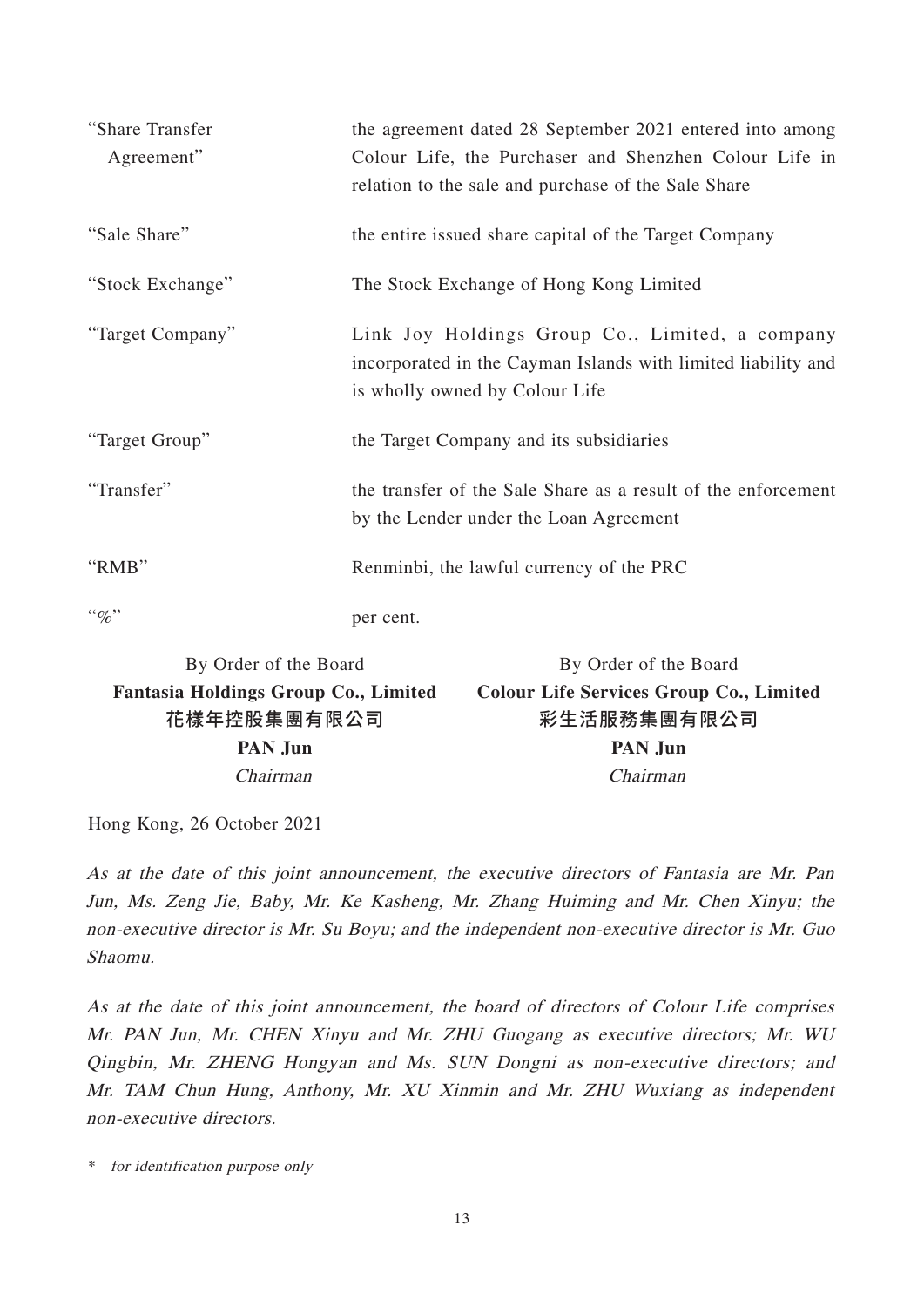| | |
|---|---|
| "Share Transfer Agreement" | the agreement dated 28 September 2021 entered into among Colour Life, the Purchaser and Shenzhen Colour Life in relation to the sale and purchase of the Sale Share |
| "Sale Share" | the entire issued share capital of the Target Company |
| "Stock Exchange" | The Stock Exchange of Hong Kong Limited |
| "Target Company" | Link Joy Holdings Group Co., Limited, a company incorporated in the Cayman Islands with limited liability and is wholly owned by Colour Life |
| "Target Group" | the Target Company and its subsidiaries |
| "Transfer" | the transfer of the Sale Share as a result of the enforcement by the Lender under the Loan Agreement |
| "RMB" | Renminbi, the lawful currency of the PRC |
| "%" | per cent. |

By Order of the Board
**Fantasia Holdings Group Co., Limited**
**花樣年控股集團有限公司**
**PAN Jun**
*Chairman*

By Order of the Board
**Colour Life Services Group Co., Limited**
**彩生活服務集團有限公司**
**PAN Jun**
*Chairman*

Hong Kong, 26 October 2021

*As at the date of this joint announcement, the executive directors of Fantasia are Mr. Pan Jun, Ms. Zeng Jie, Baby, Mr. Ke Kasheng, Mr. Zhang Huiming and Mr. Chen Xinyu; the non-executive director is Mr. Su Boyu; and the independent non-executive director is Mr. Guo Shaomu.*

*As at the date of this joint announcement, the board of directors of Colour Life comprises Mr. PAN Jun, Mr. CHEN Xinyu and Mr. ZHU Guogang as executive directors; Mr. WU Qingbin, Mr. ZHENG Hongyan and Ms. SUN Dongni as non-executive directors; and Mr. TAM Chun Hung, Anthony, Mr. XU Xinmin and Mr. ZHU Wuxiang as independent non-executive directors.*

\* *for identification purpose only*